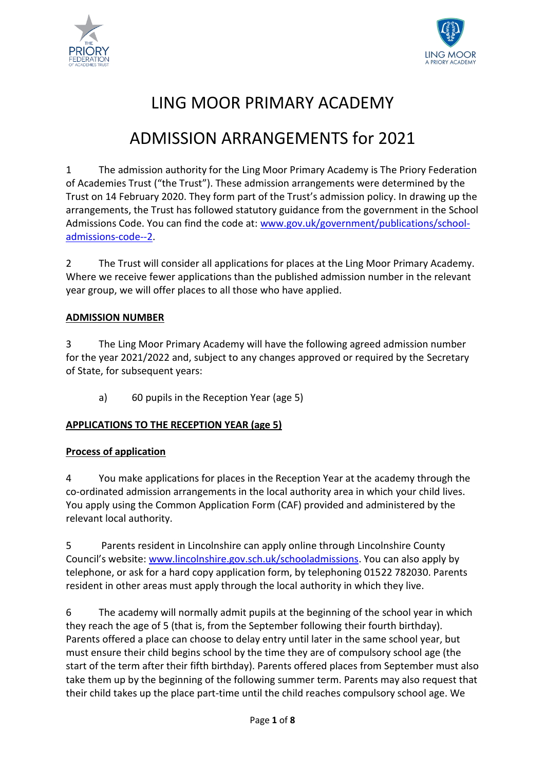# LING MOOR PRIMARY ACADEMY

# ADMISSION ARRANGEMENTS for 2021

1 The admission authority for the Ling Moor Primary Academy is The Priory Federation of Academies Trust ("the Trust"). These admission arrangements were determined by the Trust on 14 February 2020. They form part of the Trust's admission policy. In drawing up the arrangements, the Trust has followed statutory guidance from the government in the School Admissions Code. You can find the code at: [www.gov.uk/government/publications/school-admissions-code--2](www.gov.uk/government/publications/school-admissions-code--2).

2 The Trust will consider all applications for places at the Ling Moor Primary Academy. Where we receive fewer applications than the published admission number in the relevant year group, we will offer places to all those who have applied.

## ADMISSION NUMBER

3 The Ling Moor Primary Academy will have the following agreed admission number for the year 2021/2022 and, subject to any changes approved or required by the Secretary of State, for subsequent years:

a) 60 pupils in the Reception Year (age 5)

## APPLICATIONS TO THE RECEPTION YEAR (age 5)

### Process of application

4 You make applications for places in the Reception Year at the academy through the co-ordinated admission arrangements in the local authority area in which your child lives. You apply using the Common Application Form (CAF) provided and administered by the relevant local authority.

5 Parents resident in Lincolnshire can apply online through Lincolnshire County Council's website: [www.lincolnshire.gov.sch.uk/schooladmissions](www.lincolnshire.gov.sch.uk/schooladmissions). You can also apply by telephone, or ask for a hard copy application form, by telephoning 01522 782030. Parents resident in other areas must apply through the local authority in which they live.

6 The academy will normally admit pupils at the beginning of the school year in which they reach the age of 5 (that is, from the September following their fourth birthday). Parents offered a place can choose to delay entry until later in the same school year, but must ensure their child begins school by the time they are of compulsory school age (the start of the term after their fifth birthday). Parents offered places from September must also take them up by the beginning of the following summer term. Parents may also request that their child takes up the place part-time until the child reaches compulsory school age. We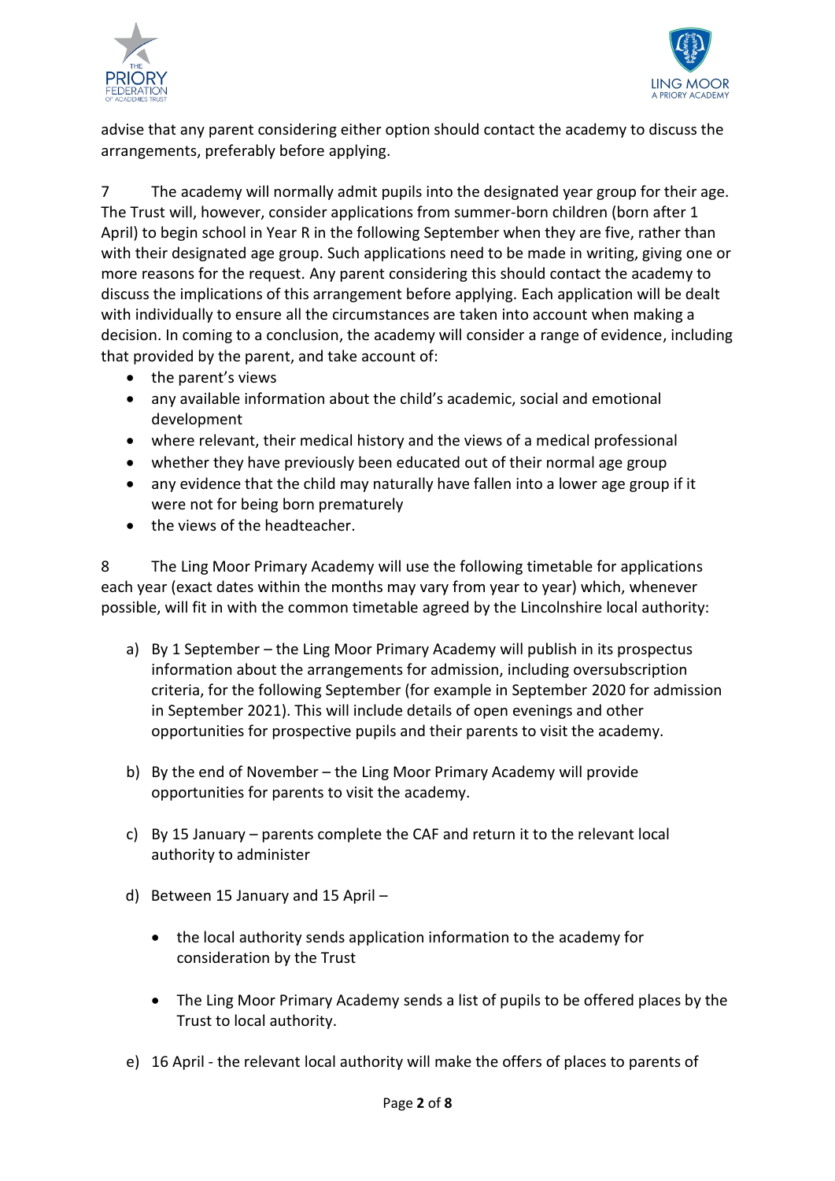advise that any parent considering either option should contact the academy to discuss the arrangements, preferably before applying.

7 The academy will normally admit pupils into the designated year group for their age. The Trust will, however, consider applications from summer-born children (born after 1 April) to begin school in Year R in the following September when they are five, rather than with their designated age group. Such applications need to be made in writing, giving one or more reasons for the request. Any parent considering this should contact the academy to discuss the implications of this arrangement before applying. Each application will be dealt with individually to ensure all the circumstances are taken into account when making a decision. In coming to a conclusion, the academy will consider a range of evidence, including that provided by the parent, and take account of:

- the parent's views
- any available information about the child's academic, social and emotional development
- where relevant, their medical history and the views of a medical professional
- whether they have previously been educated out of their normal age group
- any evidence that the child may naturally have fallen into a lower age group if it were not for being born prematurely
- the views of the headteacher.

8 The Ling Moor Primary Academy will use the following timetable for applications each year (exact dates within the months may vary from year to year) which, whenever possible, will fit in with the common timetable agreed by the Lincolnshire local authority:

a) By 1 September – the Ling Moor Primary Academy will publish in its prospectus information about the arrangements for admission, including oversubscription criteria, for the following September (for example in September 2020 for admission in September 2021). This will include details of open evenings and other opportunities for prospective pupils and their parents to visit the academy.

b) By the end of November – the Ling Moor Primary Academy will provide opportunities for parents to visit the academy.

c) By 15 January – parents complete the CAF and return it to the relevant local authority to administer

d) Between 15 January and 15 April –

   - the local authority sends application information to the academy for consideration by the Trust
   - The Ling Moor Primary Academy sends a list of pupils to be offered places by the Trust to local authority.

e) 16 April - the relevant local authority will make the offers of places to parents of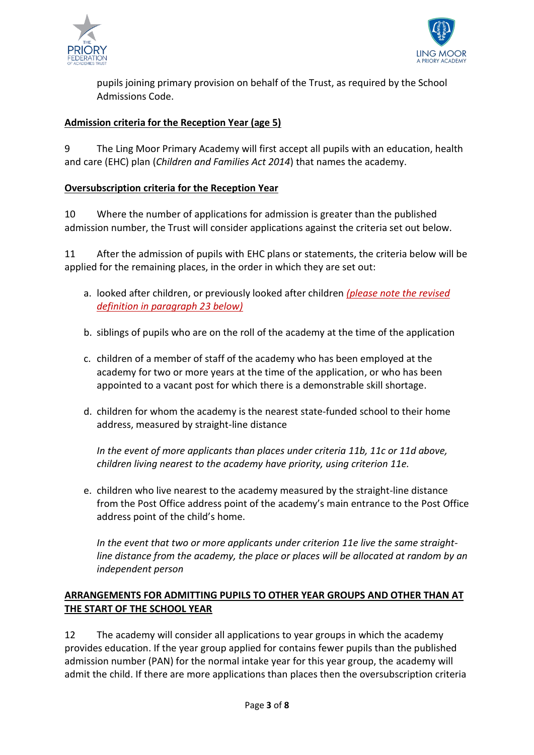pupils joining primary provision on behalf of the Trust, as required by the School Admissions Code.

**Admission criteria for the Reception Year (age 5)**

9 The Ling Moor Primary Academy will first accept all pupils with an education, health and care (EHC) plan (*Children and Families Act 2014*) that names the academy.

**Oversubscription criteria for the Reception Year**

10 Where the number of applications for admission is greater than the published admission number, the Trust will consider applications against the criteria set out below.

11 After the admission of pupils with EHC plans or statements, the criteria below will be applied for the remaining places, in the order in which they are set out:

a. looked after children, or previously looked after children *(please note the revised definition in paragraph 23 below)*

b. siblings of pupils who are on the roll of the academy at the time of the application

c. children of a member of staff of the academy who has been employed at the academy for two or more years at the time of the application, or who has been appointed to a vacant post for which there is a demonstrable skill shortage.

d. children for whom the academy is the nearest state-funded school to their home address, measured by straight-line distance

   *In the event of more applicants than places under criteria 11b, 11c or 11d above, children living nearest to the academy have priority, using criterion 11e.*

e. children who live nearest to the academy measured by the straight-line distance from the Post Office address point of the academy's main entrance to the Post Office address point of the child's home.

   *In the event that two or more applicants under criterion 11e live the same straight-line distance from the academy, the place or places will be allocated at random by an independent person*

**ARRANGEMENTS FOR ADMITTING PUPILS TO OTHER YEAR GROUPS AND OTHER THAN AT THE START OF THE SCHOOL YEAR**

12 The academy will consider all applications to year groups in which the academy provides education. If the year group applied for contains fewer pupils than the published admission number (PAN) for the normal intake year for this year group, the academy will admit the child. If there are more applications than places then the oversubscription criteria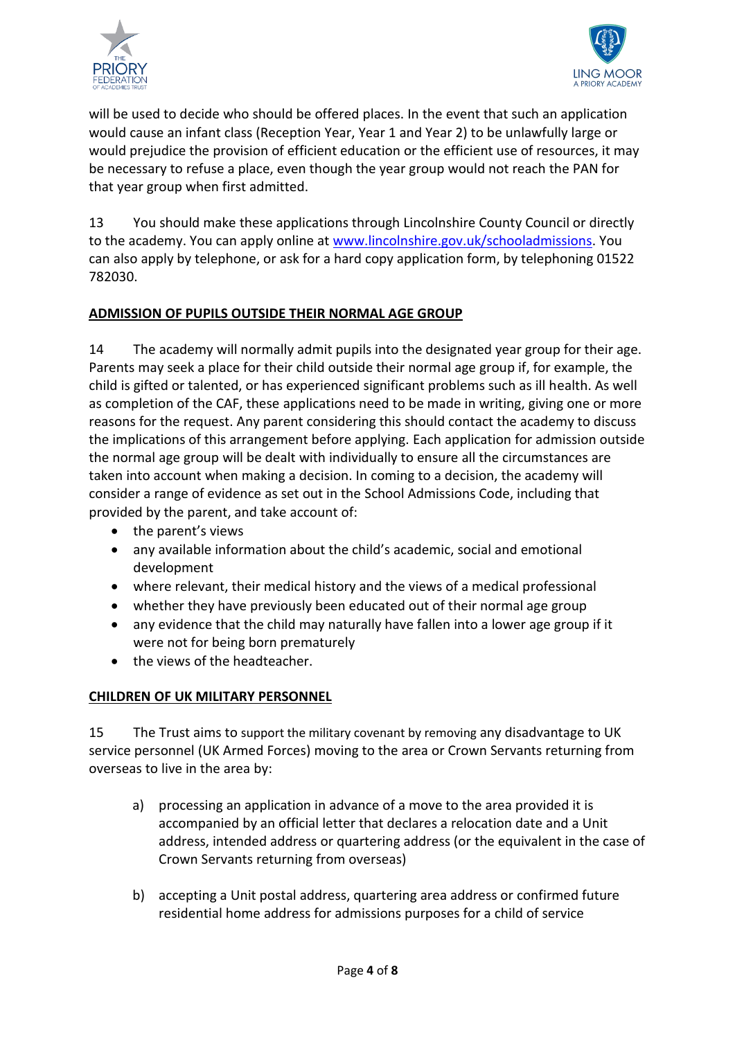will be used to decide who should be offered places. In the event that such an application would cause an infant class (Reception Year, Year 1 and Year 2) to be unlawfully large or would prejudice the provision of efficient education or the efficient use of resources, it may be necessary to refuse a place, even though the year group would not reach the PAN for that year group when first admitted.

13 You should make these applications through Lincolnshire County Council or directly to the academy. You can apply online at [www.lincolnshire.gov.uk/schooladmissions](www.lincolnshire.gov.uk/schooladmissions). You can also apply by telephone, or ask for a hard copy application form, by telephoning 01522 782030.

**ADMISSION OF PUPILS OUTSIDE THEIR NORMAL AGE GROUP**

14 The academy will normally admit pupils into the designated year group for their age. Parents may seek a place for their child outside their normal age group if, for example, the child is gifted or talented, or has experienced significant problems such as ill health. As well as completion of the CAF, these applications need to be made in writing, giving one or more reasons for the request. Any parent considering this should contact the academy to discuss the implications of this arrangement before applying. Each application for admission outside the normal age group will be dealt with individually to ensure all the circumstances are taken into account when making a decision. In coming to a decision, the academy will consider a range of evidence as set out in the School Admissions Code, including that provided by the parent, and take account of:

- the parent's views
- any available information about the child's academic, social and emotional development
- where relevant, their medical history and the views of a medical professional
- whether they have previously been educated out of their normal age group
- any evidence that the child may naturally have fallen into a lower age group if it were not for being born prematurely
- the views of the headteacher.

**CHILDREN OF UK MILITARY PERSONNEL**

15 The Trust aims to support the military covenant by removing any disadvantage to UK service personnel (UK Armed Forces) moving to the area or Crown Servants returning from overseas to live in the area by:

a) processing an application in advance of a move to the area provided it is accompanied by an official letter that declares a relocation date and a Unit address, intended address or quartering address (or the equivalent in the case of Crown Servants returning from overseas)

b) accepting a Unit postal address, quartering area address or confirmed future residential home address for admissions purposes for a child of service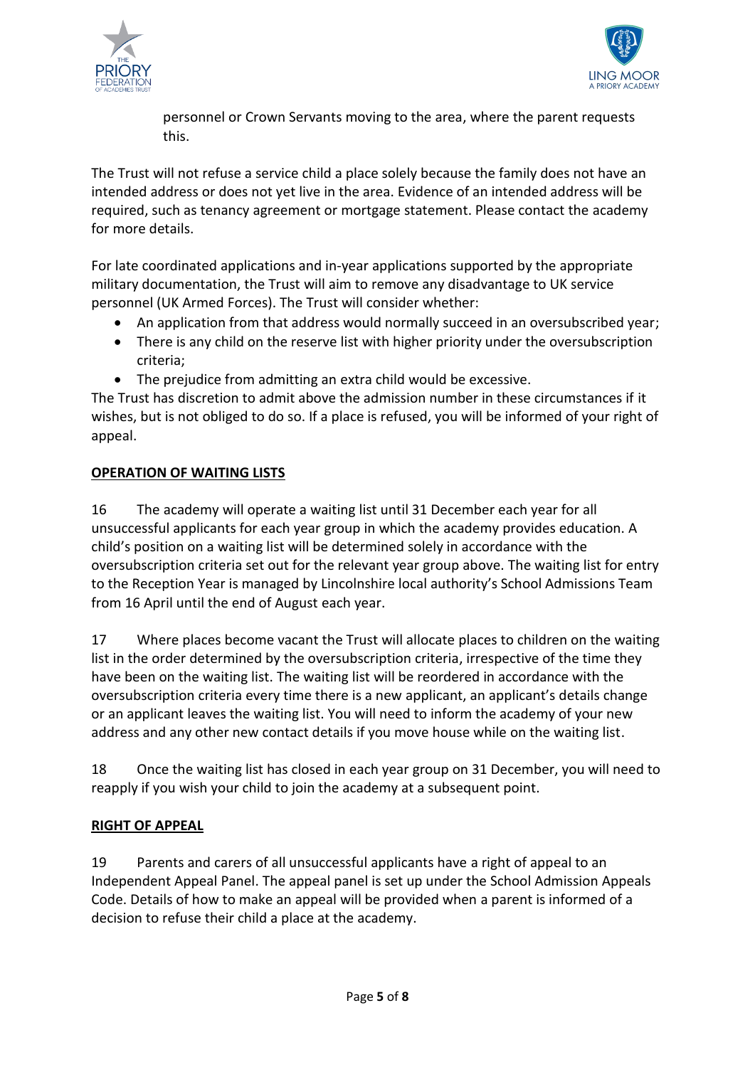personnel or Crown Servants moving to the area, where the parent requests this.

The Trust will not refuse a service child a place solely because the family does not have an intended address or does not yet live in the area. Evidence of an intended address will be required, such as tenancy agreement or mortgage statement. Please contact the academy for more details.

For late coordinated applications and in-year applications supported by the appropriate military documentation, the Trust will aim to remove any disadvantage to UK service personnel (UK Armed Forces). The Trust will consider whether:

- An application from that address would normally succeed in an oversubscribed year;
- There is any child on the reserve list with higher priority under the oversubscription criteria;
- The prejudice from admitting an extra child would be excessive.

The Trust has discretion to admit above the admission number in these circumstances if it wishes, but is not obliged to do so. If a place is refused, you will be informed of your right of appeal.

## OPERATION OF WAITING LISTS

16 The academy will operate a waiting list until 31 December each year for all unsuccessful applicants for each year group in which the academy provides education. A child's position on a waiting list will be determined solely in accordance with the oversubscription criteria set out for the relevant year group above. The waiting list for entry to the Reception Year is managed by Lincolnshire local authority's School Admissions Team from 16 April until the end of August each year.

17 Where places become vacant the Trust will allocate places to children on the waiting list in the order determined by the oversubscription criteria, irrespective of the time they have been on the waiting list. The waiting list will be reordered in accordance with the oversubscription criteria every time there is a new applicant, an applicant's details change or an applicant leaves the waiting list. You will need to inform the academy of your new address and any other new contact details if you move house while on the waiting list.

18 Once the waiting list has closed in each year group on 31 December, you will need to reapply if you wish your child to join the academy at a subsequent point.

## RIGHT OF APPEAL

19 Parents and carers of all unsuccessful applicants have a right of appeal to an Independent Appeal Panel. The appeal panel is set up under the School Admission Appeals Code. Details of how to make an appeal will be provided when a parent is informed of a decision to refuse their child a place at the academy.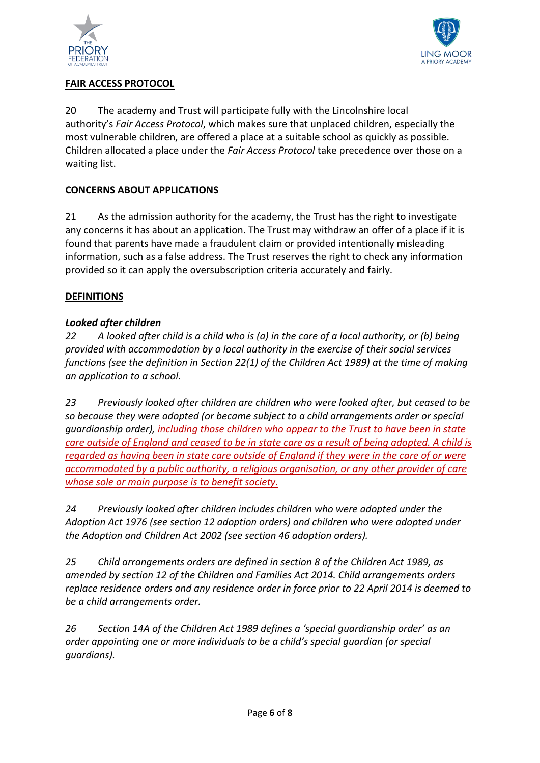## FAIR ACCESS PROTOCOL

20 The academy and Trust will participate fully with the Lincolnshire local authority's *Fair Access Protocol*, which makes sure that unplaced children, especially the most vulnerable children, are offered a place at a suitable school as quickly as possible. Children allocated a place under the *Fair Access Protocol* take precedence over those on a waiting list.

## CONCERNS ABOUT APPLICATIONS

21 As the admission authority for the academy, the Trust has the right to investigate any concerns it has about an application. The Trust may withdraw an offer of a place if it is found that parents have made a fraudulent claim or provided intentionally misleading information, such as a false address. The Trust reserves the right to check any information provided so it can apply the oversubscription criteria accurately and fairly.

## DEFINITIONS

***Looked after children***

*22 A looked after child is a child who is (a) in the care of a local authority, or (b) being provided with accommodation by a local authority in the exercise of their social services functions (see the definition in Section 22(1) of the Children Act 1989) at the time of making an application to a school.*

*23 Previously looked after children are children who were looked after, but ceased to be so because they were adopted (or became subject to a child arrangements order or special guardianship order), including those children who appear to the Trust to have been in state care outside of England and ceased to be in state care as a result of being adopted. A child is regarded as having been in state care outside of England if they were in the care of or were accommodated by a public authority, a religious organisation, or any other provider of care whose sole or main purpose is to benefit society.*

*24 Previously looked after children includes children who were adopted under the Adoption Act 1976 (see section 12 adoption orders) and children who were adopted under the Adoption and Children Act 2002 (see section 46 adoption orders).*

*25 Child arrangements orders are defined in section 8 of the Children Act 1989, as amended by section 12 of the Children and Families Act 2014. Child arrangements orders replace residence orders and any residence order in force prior to 22 April 2014 is deemed to be a child arrangements order.*

*26 Section 14A of the Children Act 1989 defines a 'special guardianship order' as an order appointing one or more individuals to be a child's special guardian (or special guardians).*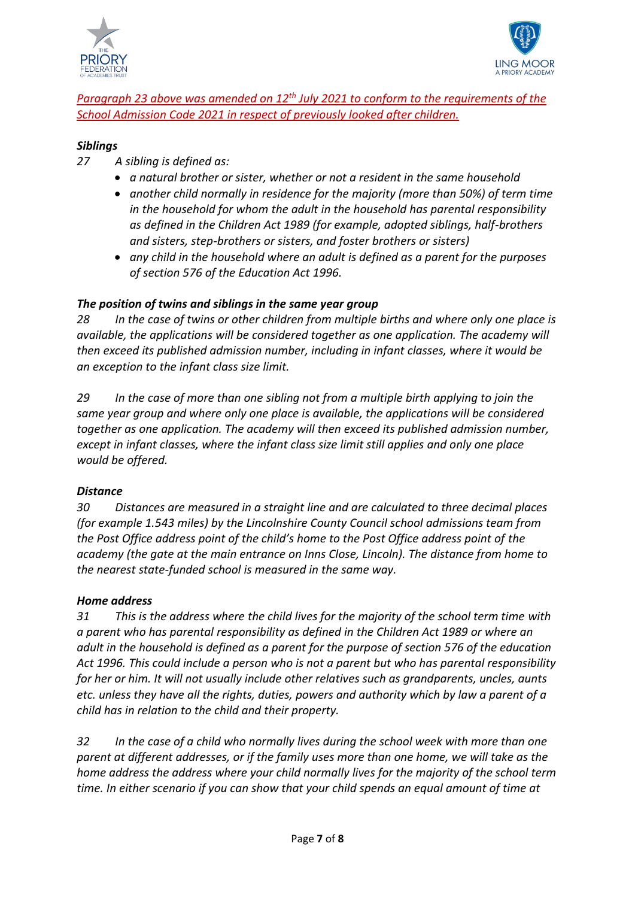*Paragraph 23 above was amended on 12th July 2021 to conform to the requirements of the School Admission Code 2021 in respect of previously looked after children.*

***Siblings***

*27 A sibling is defined as:*

- *a natural brother or sister, whether or not a resident in the same household*
- *another child normally in residence for the majority (more than 50%) of term time in the household for whom the adult in the household has parental responsibility as defined in the Children Act 1989 (for example, adopted siblings, half-brothers and sisters, step-brothers or sisters, and foster brothers or sisters)*
- *any child in the household where an adult is defined as a parent for the purposes of section 576 of the Education Act 1996.*

***The position of twins and siblings in the same year group***

*28 In the case of twins or other children from multiple births and where only one place is available, the applications will be considered together as one application. The academy will then exceed its published admission number, including in infant classes, where it would be an exception to the infant class size limit.*

*29 In the case of more than one sibling not from a multiple birth applying to join the same year group and where only one place is available, the applications will be considered together as one application. The academy will then exceed its published admission number, except in infant classes, where the infant class size limit still applies and only one place would be offered.*

***Distance***

*30 Distances are measured in a straight line and are calculated to three decimal places (for example 1.543 miles) by the Lincolnshire County Council school admissions team from the Post Office address point of the child's home to the Post Office address point of the academy (the gate at the main entrance on Inns Close, Lincoln). The distance from home to the nearest state-funded school is measured in the same way.*

***Home address***

*31 This is the address where the child lives for the majority of the school term time with a parent who has parental responsibility as defined in the Children Act 1989 or where an adult in the household is defined as a parent for the purpose of section 576 of the education Act 1996. This could include a person who is not a parent but who has parental responsibility for her or him. It will not usually include other relatives such as grandparents, uncles, aunts etc. unless they have all the rights, duties, powers and authority which by law a parent of a child has in relation to the child and their property.*

*32 In the case of a child who normally lives during the school week with more than one parent at different addresses, or if the family uses more than one home, we will take as the home address the address where your child normally lives for the majority of the school term time. In either scenario if you can show that your child spends an equal amount of time at*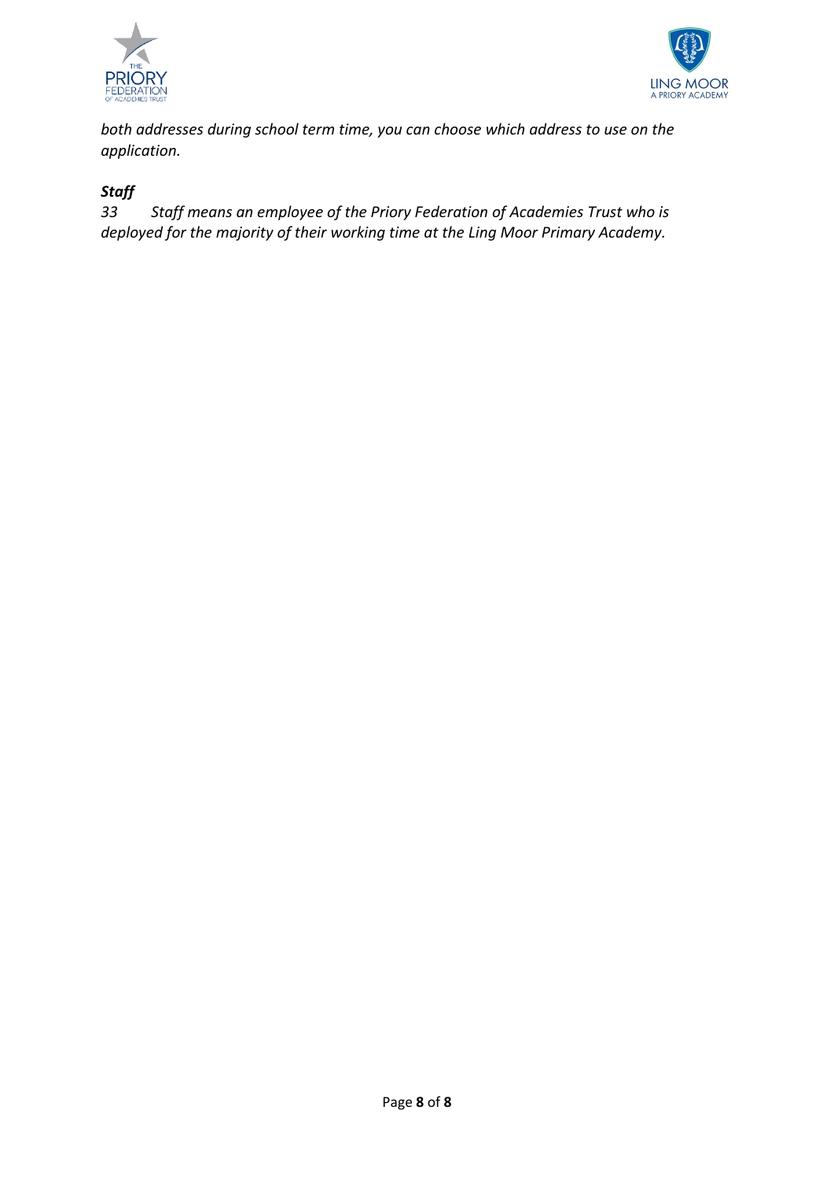*both addresses during school term time, you can choose which address to use on the application.*

***Staff***

*33 Staff means an employee of the Priory Federation of Academies Trust who is deployed for the majority of their working time at the Ling Moor Primary Academy.*